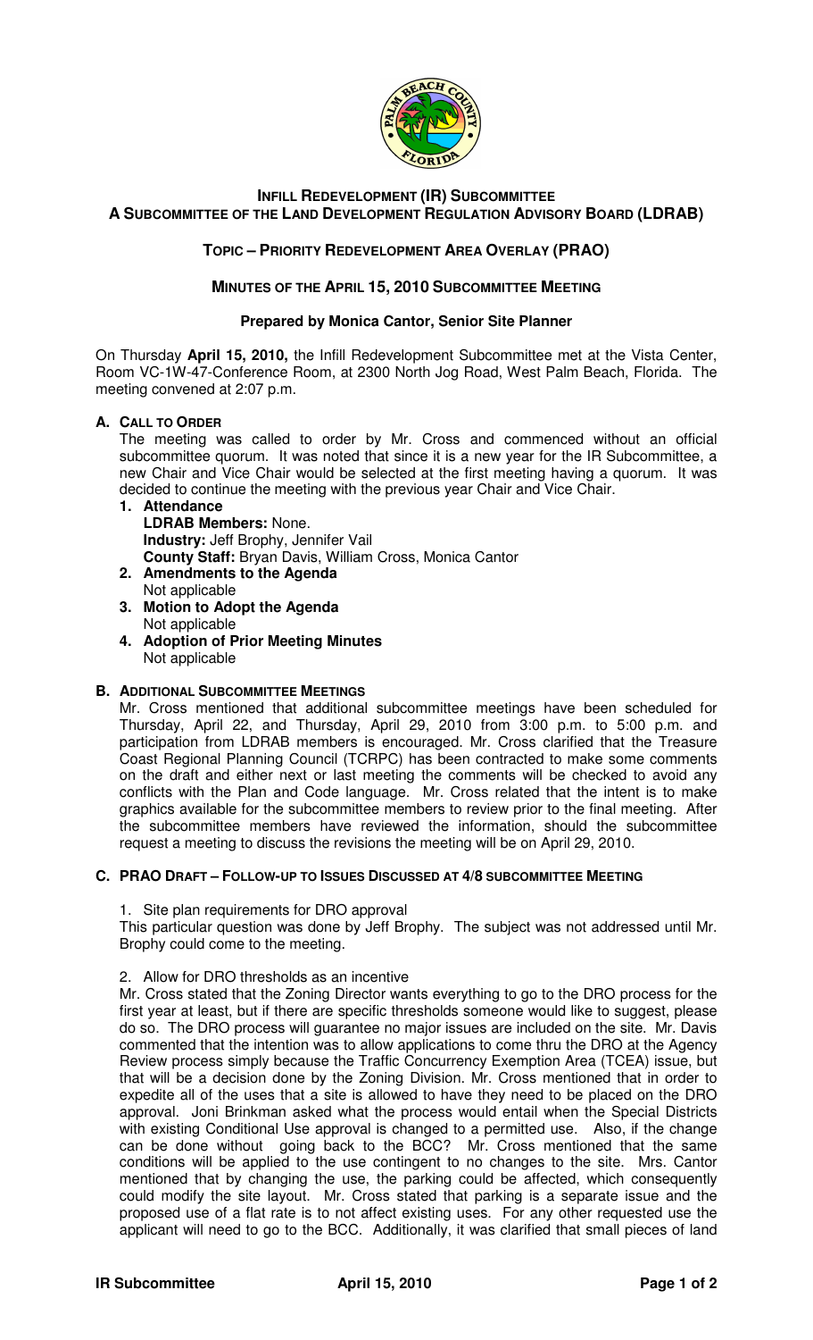# INFILL REDEVELOPMENT (IR) SUBCOMMITTEE
## A SUBCOMMITTEE OF THE LAND DEVELOPMENT REGULATION ADVISORY BOARD (LDRAB)

### TOPIC – PRIORITY REDEVELOPMENT AREA OVERLAY (PRAO)

### MINUTES OF THE APRIL 15, 2010 SUBCOMMITTEE MEETING

**Prepared by Monica Cantor, Senior Site Planner**

On Thursday **April 15, 2010,** the Infill Redevelopment Subcommittee met at the Vista Center, Room VC-1W-47-Conference Room, at 2300 North Jog Road, West Palm Beach, Florida. The meeting convened at 2:07 p.m.

**A. CALL TO ORDER**

The meeting was called to order by Mr. Cross and commenced without an official subcommittee quorum. It was noted that since it is a new year for the IR Subcommittee, a new Chair and Vice Chair would be selected at the first meeting having a quorum. It was decided to continue the meeting with the previous year Chair and Vice Chair.

1. **Attendance**
   **LDRAB Members:** None.
   **Industry:** Jeff Brophy, Jennifer Vail
   **County Staff:** Bryan Davis, William Cross, Monica Cantor
2. **Amendments to the Agenda**
   Not applicable
3. **Motion to Adopt the Agenda**
   Not applicable
4. **Adoption of Prior Meeting Minutes**
   Not applicable

**B. ADDITIONAL SUBCOMMITTEE MEETINGS**

Mr. Cross mentioned that additional subcommittee meetings have been scheduled for Thursday, April 22, and Thursday, April 29, 2010 from 3:00 p.m. to 5:00 p.m. and participation from LDRAB members is encouraged. Mr. Cross clarified that the Treasure Coast Regional Planning Council (TCRPC) has been contracted to make some comments on the draft and either next or last meeting the comments will be checked to avoid any conflicts with the Plan and Code language. Mr. Cross related that the intent is to make graphics available for the subcommittee members to review prior to the final meeting. After the subcommittee members have reviewed the information, should the subcommittee request a meeting to discuss the revisions the meeting will be on April 29, 2010.

**C. PRAO DRAFT – FOLLOW-UP TO ISSUES DISCUSSED AT 4/8 SUBCOMMITTEE MEETING**

1. Site plan requirements for DRO approval

This particular question was done by Jeff Brophy. The subject was not addressed until Mr. Brophy could come to the meeting.

2. Allow for DRO thresholds as an incentive

Mr. Cross stated that the Zoning Director wants everything to go to the DRO process for the first year at least, but if there are specific thresholds someone would like to suggest, please do so. The DRO process will guarantee no major issues are included on the site. Mr. Davis commented that the intention was to allow applications to come thru the DRO at the Agency Review process simply because the Traffic Concurrency Exemption Area (TCEA) issue, but that will be a decision done by the Zoning Division. Mr. Cross mentioned that in order to expedite all of the uses that a site is allowed to have they need to be placed on the DRO approval. Joni Brinkman asked what the process would entail when the Special Districts with existing Conditional Use approval is changed to a permitted use. Also, if the change can be done without going back to the BCC? Mr. Cross mentioned that the same conditions will be applied to the use contingent to no changes to the site. Mrs. Cantor mentioned that by changing the use, the parking could be affected, which consequently could modify the site layout. Mr. Cross stated that parking is a separate issue and the proposed use of a flat rate is to not affect existing uses. For any other requested use the applicant will need to go to the BCC. Additionally, it was clarified that small pieces of land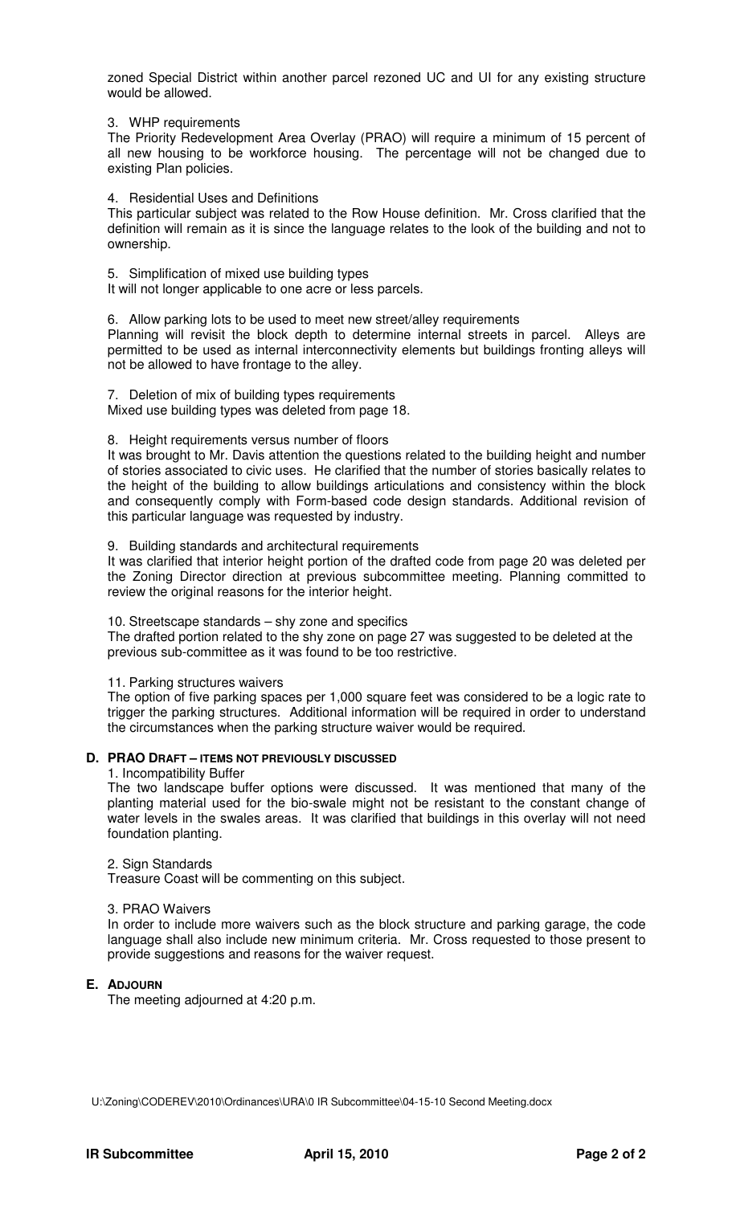zoned Special District within another parcel rezoned UC and UI for any existing structure would be allowed.

3. WHP requirements

The Priority Redevelopment Area Overlay (PRAO) will require a minimum of 15 percent of all new housing to be workforce housing. The percentage will not be changed due to existing Plan policies.

4. Residential Uses and Definitions

This particular subject was related to the Row House definition. Mr. Cross clarified that the definition will remain as it is since the language relates to the look of the building and not to ownership.

5. Simplification of mixed use building types

It will not longer applicable to one acre or less parcels.

6. Allow parking lots to be used to meet new street/alley requirements

Planning will revisit the block depth to determine internal streets in parcel. Alleys are permitted to be used as internal interconnectivity elements but buildings fronting alleys will not be allowed to have frontage to the alley.

7. Deletion of mix of building types requirements

Mixed use building types was deleted from page 18.

8. Height requirements versus number of floors

It was brought to Mr. Davis attention the questions related to the building height and number of stories associated to civic uses. He clarified that the number of stories basically relates to the height of the building to allow buildings articulations and consistency within the block and consequently comply with Form-based code design standards. Additional revision of this particular language was requested by industry.

9. Building standards and architectural requirements

It was clarified that interior height portion of the drafted code from page 20 was deleted per the Zoning Director direction at previous subcommittee meeting. Planning committed to review the original reasons for the interior height.

10. Streetscape standards – shy zone and specifics

The drafted portion related to the shy zone on page 27 was suggested to be deleted at the previous sub-committee as it was found to be too restrictive.

11. Parking structures waivers

The option of five parking spaces per 1,000 square feet was considered to be a logic rate to trigger the parking structures. Additional information will be required in order to understand the circumstances when the parking structure waiver would be required.

### D. PRAO DRAFT – ITEMS NOT PREVIOUSLY DISCUSSED

1. Incompatibility Buffer

The two landscape buffer options were discussed. It was mentioned that many of the planting material used for the bio-swale might not be resistant to the constant change of water levels in the swales areas. It was clarified that buildings in this overlay will not need foundation planting.

2. Sign Standards

Treasure Coast will be commenting on this subject.

3. PRAO Waivers

In order to include more waivers such as the block structure and parking garage, the code language shall also include new minimum criteria. Mr. Cross requested to those present to provide suggestions and reasons for the waiver request.

### E. ADJOURN

The meeting adjourned at 4:20 p.m.

U:\Zoning\CODEREV\2010\Ordinances\URA\0 IR Subcommittee\04-15-10 Second Meeting.docx